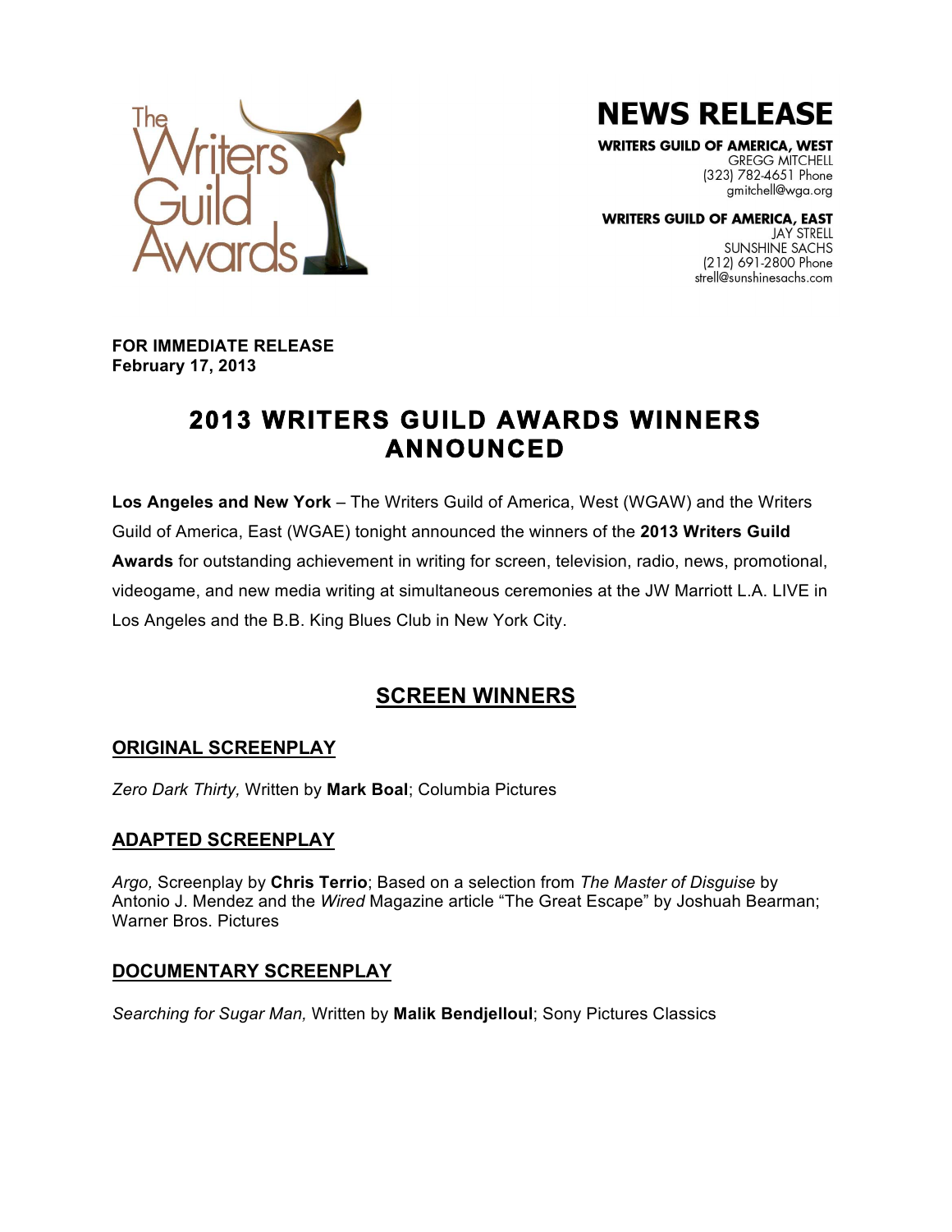The Writers Guild Awards

# NEWS RELEASE

**WRITERS GUILD OF AMERICA, WEST**
GREGG MITCHELL
(323) 782-4651 Phone
gmitchell@wga.org

**WRITERS GUILD OF AMERICA, EAST**
JAY STRELL
SUNSHINE SACHS
(212) 691-2800 Phone
strell@sunshinesachs.com

**FOR IMMEDIATE RELEASE**
**February 17, 2013**

# 2013 WRITERS GUILD AWARDS WINNERS ANNOUNCED

**Los Angeles and New York** – The Writers Guild of America, West (WGAW) and the Writers Guild of America, East (WGAE) tonight announced the winners of the **2013 Writers Guild Awards** for outstanding achievement in writing for screen, television, radio, news, promotional, videogame, and new media writing at simultaneous ceremonies at the JW Marriott L.A. LIVE in Los Angeles and the B.B. King Blues Club in New York City.

## SCREEN WINNERS

### ORIGINAL SCREENPLAY

*Zero Dark Thirty,* Written by **Mark Boal**; Columbia Pictures

### ADAPTED SCREENPLAY

*Argo,* Screenplay by **Chris Terrio**; Based on a selection from *The Master of Disguise* by Antonio J. Mendez and the *Wired* Magazine article "The Great Escape" by Joshuah Bearman; Warner Bros. Pictures

### DOCUMENTARY SCREENPLAY

*Searching for Sugar Man,* Written by **Malik Bendjelloul**; Sony Pictures Classics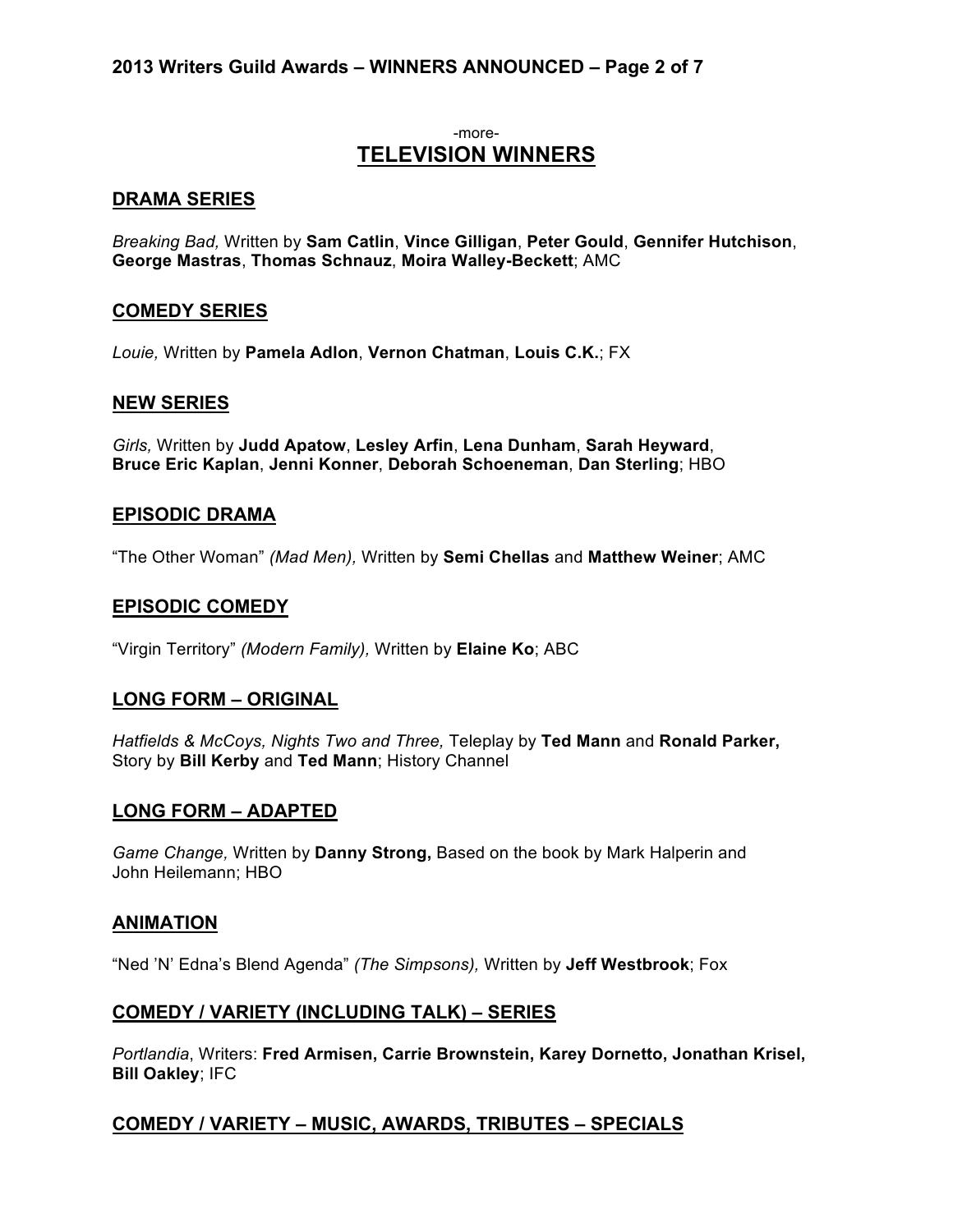-more-

# TELEVISION WINNERS

## DRAMA SERIES

*Breaking Bad,* Written by **Sam Catlin**, **Vince Gilligan**, **Peter Gould**, **Gennifer Hutchison**, **George Mastras**, **Thomas Schnauz**, **Moira Walley-Beckett**; AMC

## COMEDY SERIES

*Louie,* Written by **Pamela Adlon**, **Vernon Chatman**, **Louis C.K.**; FX

## NEW SERIES

*Girls,* Written by **Judd Apatow**, **Lesley Arfin**, **Lena Dunham**, **Sarah Heyward**, **Bruce Eric Kaplan**, **Jenni Konner**, **Deborah Schoeneman**, **Dan Sterling**; HBO

## EPISODIC DRAMA

"The Other Woman" *(Mad Men),* Written by **Semi Chellas** and **Matthew Weiner**; AMC

## EPISODIC COMEDY

"Virgin Territory" *(Modern Family),* Written by **Elaine Ko**; ABC

## LONG FORM – ORIGINAL

*Hatfields & McCoys, Nights Two and Three,* Teleplay by **Ted Mann** and **Ronald Parker,** Story by **Bill Kerby** and **Ted Mann**; History Channel

## LONG FORM – ADAPTED

*Game Change,* Written by **Danny Strong,** Based on the book by Mark Halperin and John Heilemann; HBO

## ANIMATION

"Ned 'N' Edna's Blend Agenda" *(The Simpsons),* Written by **Jeff Westbrook**; Fox

## COMEDY / VARIETY (INCLUDING TALK) – SERIES

*Portlandia*, Writers: **Fred Armisen, Carrie Brownstein, Karey Dornetto, Jonathan Krisel, Bill Oakley**; IFC

## COMEDY / VARIETY – MUSIC, AWARDS, TRIBUTES – SPECIALS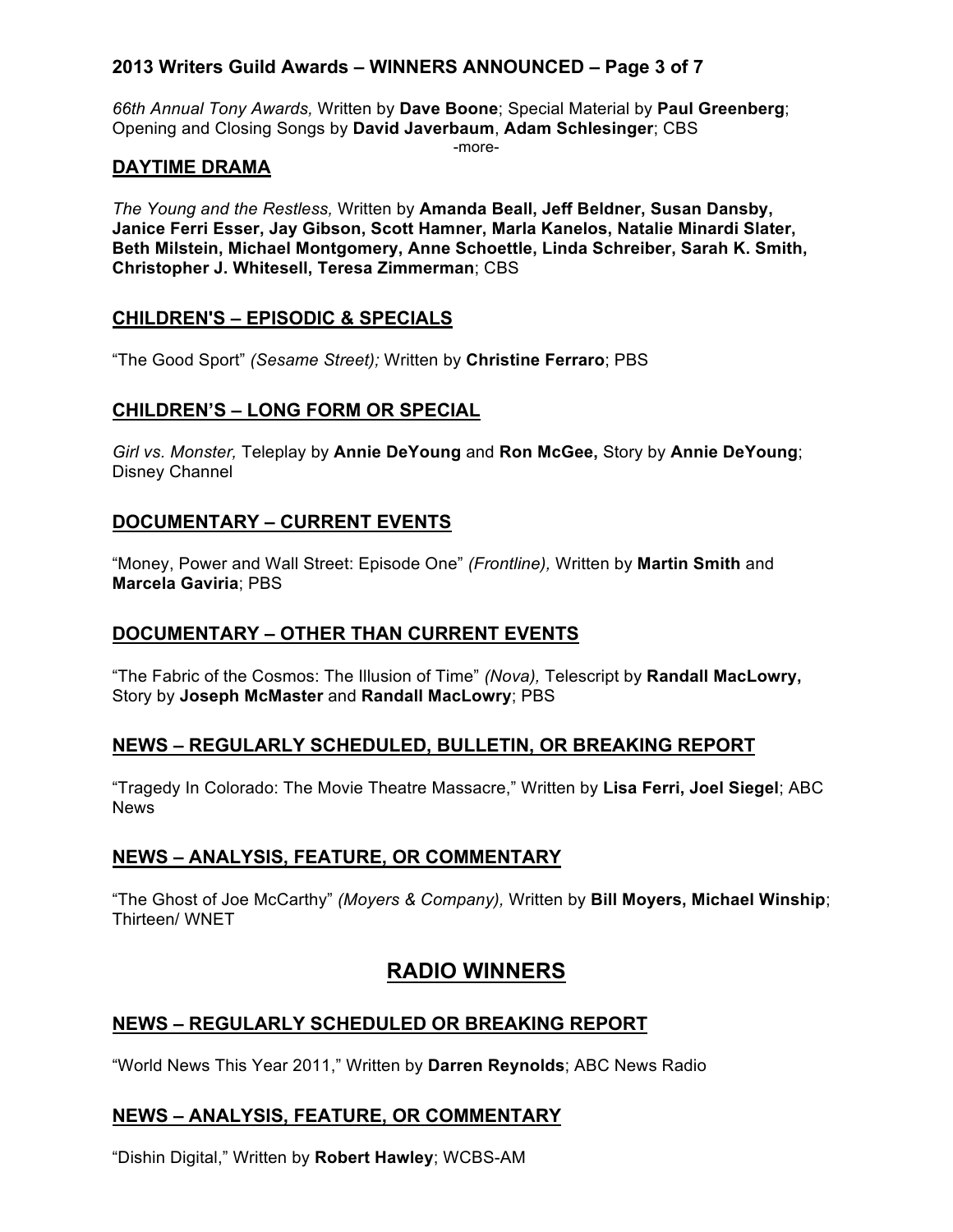*66th Annual Tony Awards,* Written by **Dave Boone**; Special Material by **Paul Greenberg**; Opening and Closing Songs by **David Javerbaum**, **Adam Schlesinger**; CBS

-more-

## DAYTIME DRAMA

*The Young and the Restless,* Written by **Amanda Beall, Jeff Beldner, Susan Dansby, Janice Ferri Esser, Jay Gibson, Scott Hamner, Marla Kanelos, Natalie Minardi Slater, Beth Milstein, Michael Montgomery, Anne Schoettle, Linda Schreiber, Sarah K. Smith, Christopher J. Whitesell, Teresa Zimmerman**; CBS

## CHILDREN'S – EPISODIC & SPECIALS

"The Good Sport" *(Sesame Street);* Written by **Christine Ferraro**; PBS

## CHILDREN'S – LONG FORM OR SPECIAL

*Girl vs. Monster,* Teleplay by **Annie DeYoung** and **Ron McGee,** Story by **Annie DeYoung**; Disney Channel

## DOCUMENTARY – CURRENT EVENTS

"Money, Power and Wall Street: Episode One" *(Frontline),* Written by **Martin Smith** and **Marcela Gaviria**; PBS

## DOCUMENTARY – OTHER THAN CURRENT EVENTS

"The Fabric of the Cosmos: The Illusion of Time" *(Nova),* Telescript by **Randall MacLowry,** Story by **Joseph McMaster** and **Randall MacLowry**; PBS

## NEWS – REGULARLY SCHEDULED, BULLETIN, OR BREAKING REPORT

"Tragedy In Colorado: The Movie Theatre Massacre," Written by **Lisa Ferri, Joel Siegel**; ABC News

## NEWS – ANALYSIS, FEATURE, OR COMMENTARY

"The Ghost of Joe McCarthy" *(Moyers & Company),* Written by **Bill Moyers, Michael Winship**; Thirteen/ WNET

# RADIO WINNERS

## NEWS – REGULARLY SCHEDULED OR BREAKING REPORT

"World News This Year 2011," Written by **Darren Reynolds**; ABC News Radio

## NEWS – ANALYSIS, FEATURE, OR COMMENTARY

"Dishin Digital," Written by **Robert Hawley**; WCBS-AM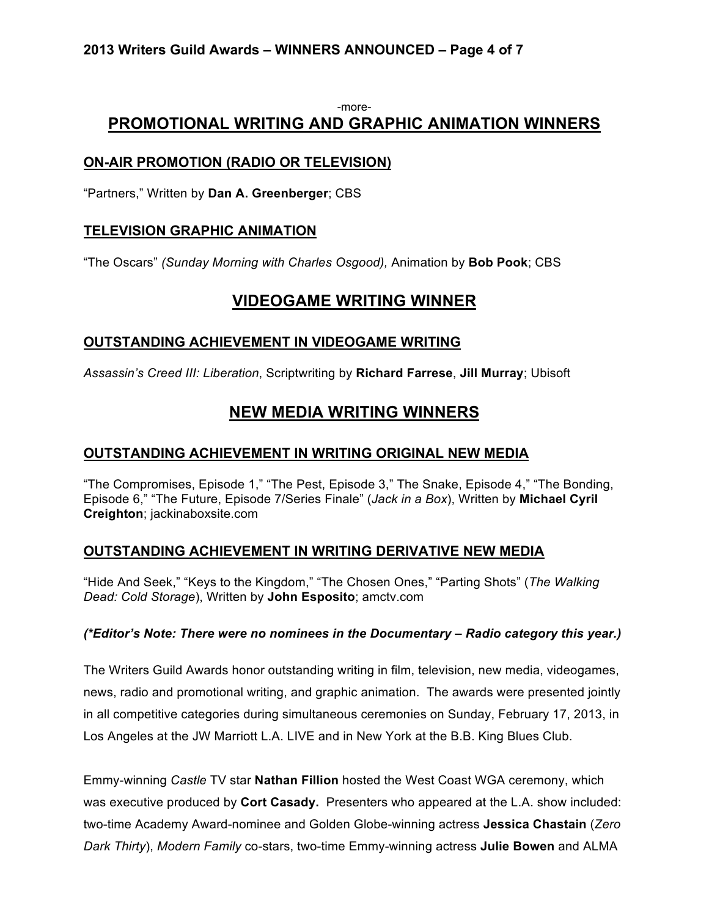-more-

## PROMOTIONAL WRITING AND GRAPHIC ANIMATION WINNERS

### ON-AIR PROMOTION (RADIO OR TELEVISION)

"Partners," Written by **Dan A. Greenberger**; CBS

### TELEVISION GRAPHIC ANIMATION

"The Oscars" *(Sunday Morning with Charles Osgood),* Animation by **Bob Pook**; CBS

## VIDEOGAME WRITING WINNER

### OUTSTANDING ACHIEVEMENT IN VIDEOGAME WRITING

*Assassin's Creed III: Liberation*, Scriptwriting by **Richard Farrese**, **Jill Murray**; Ubisoft

## NEW MEDIA WRITING WINNERS

### OUTSTANDING ACHIEVEMENT IN WRITING ORIGINAL NEW MEDIA

"The Compromises, Episode 1," "The Pest, Episode 3," The Snake, Episode 4," "The Bonding, Episode 6," "The Future, Episode 7/Series Finale" (*Jack in a Box*), Written by **Michael Cyril Creighton**; jackinaboxsite.com

### OUTSTANDING ACHIEVEMENT IN WRITING DERIVATIVE NEW MEDIA

"Hide And Seek," "Keys to the Kingdom," "The Chosen Ones," "Parting Shots" (*The Walking Dead: Cold Storage*), Written by **John Esposito**; amctv.com

***(*Editor's Note: There were no nominees in the Documentary – Radio category this year.)***

The Writers Guild Awards honor outstanding writing in film, television, new media, videogames, news, radio and promotional writing, and graphic animation. The awards were presented jointly in all competitive categories during simultaneous ceremonies on Sunday, February 17, 2013, in Los Angeles at the JW Marriott L.A. LIVE and in New York at the B.B. King Blues Club.

Emmy-winning *Castle* TV star **Nathan Fillion** hosted the West Coast WGA ceremony, which was executive produced by **Cort Casady.** Presenters who appeared at the L.A. show included: two-time Academy Award-nominee and Golden Globe-winning actress **Jessica Chastain** (*Zero Dark Thirty*), *Modern Family* co-stars, two-time Emmy-winning actress **Julie Bowen** and ALMA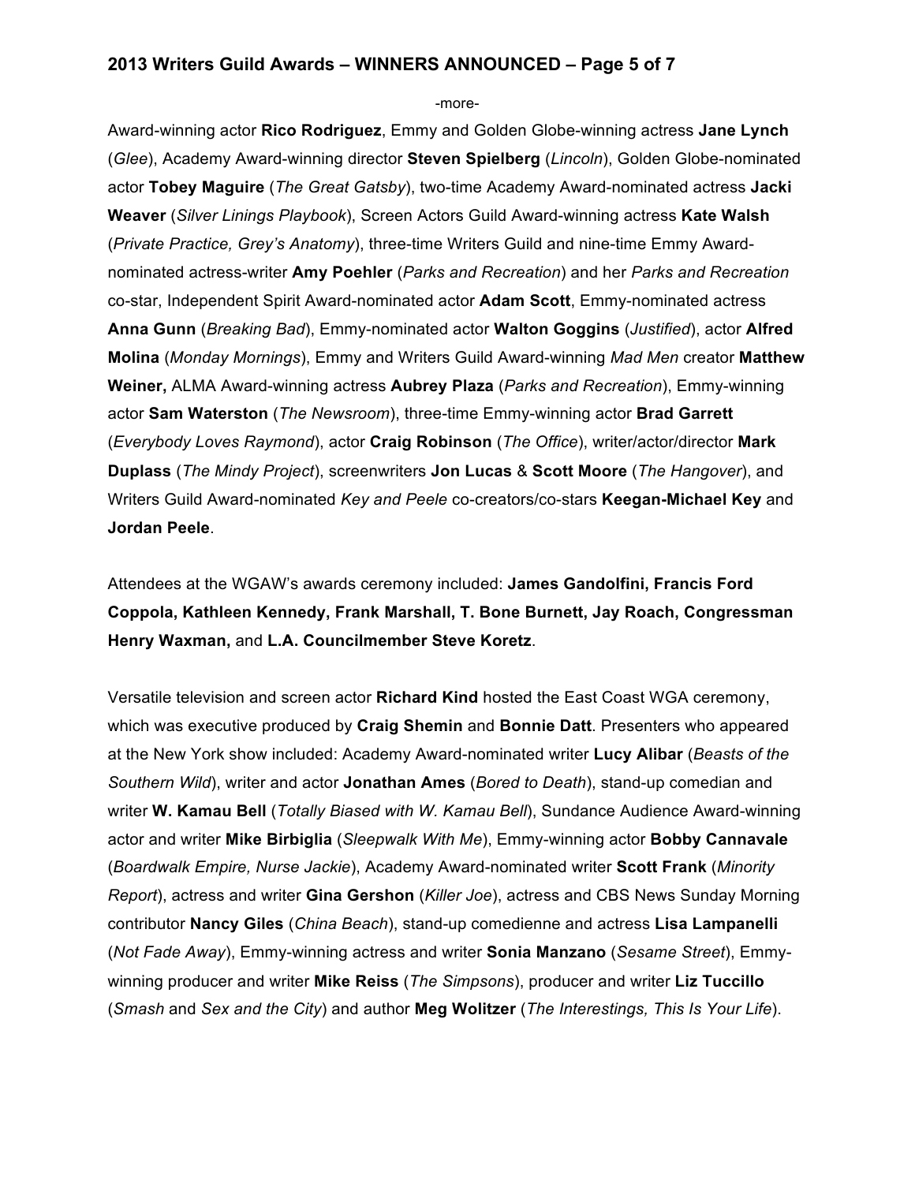-more-

Award-winning actor **Rico Rodriguez**, Emmy and Golden Globe-winning actress **Jane Lynch** (*Glee*), Academy Award-winning director **Steven Spielberg** (*Lincoln*), Golden Globe-nominated actor **Tobey Maguire** (*The Great Gatsby*), two-time Academy Award-nominated actress **Jacki Weaver** (*Silver Linings Playbook*), Screen Actors Guild Award-winning actress **Kate Walsh** (*Private Practice, Grey's Anatomy*), three-time Writers Guild and nine-time Emmy Award-nominated actress-writer **Amy Poehler** (*Parks and Recreation*) and her *Parks and Recreation* co-star, Independent Spirit Award-nominated actor **Adam Scott**, Emmy-nominated actress **Anna Gunn** (*Breaking Bad*), Emmy-nominated actor **Walton Goggins** (*Justified*), actor **Alfred Molina** (*Monday Mornings*), Emmy and Writers Guild Award-winning *Mad Men* creator **Matthew Weiner,** ALMA Award-winning actress **Aubrey Plaza** (*Parks and Recreation*), Emmy-winning actor **Sam Waterston** (*The Newsroom*), three-time Emmy-winning actor **Brad Garrett** (*Everybody Loves Raymond*), actor **Craig Robinson** (*The Office*), writer/actor/director **Mark Duplass** (*The Mindy Project*), screenwriters **Jon Lucas** & **Scott Moore** (*The Hangover*), and Writers Guild Award-nominated *Key and Peele* co-creators/co-stars **Keegan-Michael Key** and **Jordan Peele**.

Attendees at the WGAW's awards ceremony included: **James Gandolfini, Francis Ford Coppola, Kathleen Kennedy, Frank Marshall, T. Bone Burnett, Jay Roach, Congressman Henry Waxman,** and **L.A. Councilmember Steve Koretz**.

Versatile television and screen actor **Richard Kind** hosted the East Coast WGA ceremony, which was executive produced by **Craig Shemin** and **Bonnie Datt**. Presenters who appeared at the New York show included: Academy Award-nominated writer **Lucy Alibar** (*Beasts of the Southern Wild*), writer and actor **Jonathan Ames** (*Bored to Death*), stand-up comedian and writer **W. Kamau Bell** (*Totally Biased with W. Kamau Bell*), Sundance Audience Award-winning actor and writer **Mike Birbiglia** (*Sleepwalk With Me*), Emmy-winning actor **Bobby Cannavale** (*Boardwalk Empire, Nurse Jackie*), Academy Award-nominated writer **Scott Frank** (*Minority Report*), actress and writer **Gina Gershon** (*Killer Joe*), actress and CBS News Sunday Morning contributor **Nancy Giles** (*China Beach*), stand-up comedienne and actress **Lisa Lampanelli** (*Not Fade Away*), Emmy-winning actress and writer **Sonia Manzano** (*Sesame Street*), Emmy-winning producer and writer **Mike Reiss** (*The Simpsons*), producer and writer **Liz Tuccillo** (*Smash* and *Sex and the City*) and author **Meg Wolitzer** (*The Interestings, This Is Your Life*).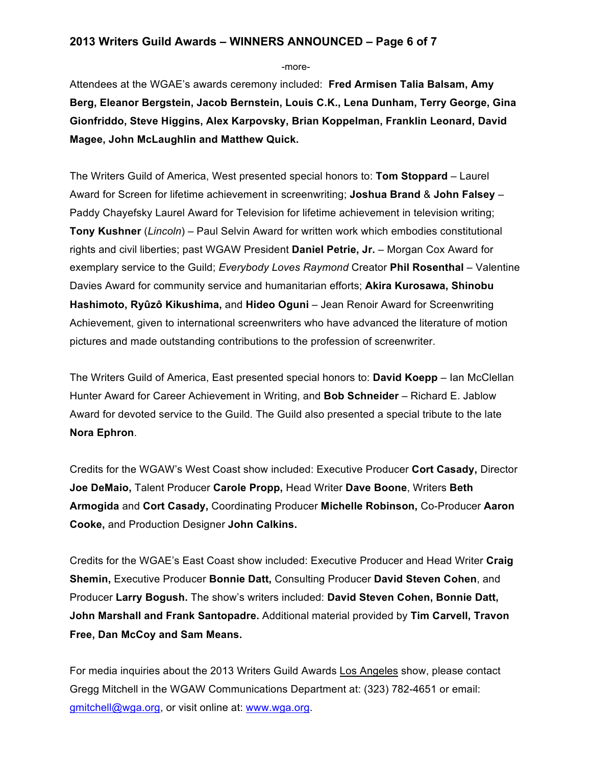-more-

Attendees at the WGAE's awards ceremony included: **Fred Armisen Talia Balsam, Amy Berg, Eleanor Bergstein, Jacob Bernstein, Louis C.K., Lena Dunham, Terry George, Gina Gionfriddo, Steve Higgins, Alex Karpovsky, Brian Koppelman, Franklin Leonard, David Magee, John McLaughlin and Matthew Quick.**

The Writers Guild of America, West presented special honors to: **Tom Stoppard** – Laurel Award for Screen for lifetime achievement in screenwriting; **Joshua Brand** & **John Falsey** – Paddy Chayefsky Laurel Award for Television for lifetime achievement in television writing; **Tony Kushner** (*Lincoln*) – Paul Selvin Award for written work which embodies constitutional rights and civil liberties; past WGAW President **Daniel Petrie, Jr.** – Morgan Cox Award for exemplary service to the Guild; *Everybody Loves Raymond* Creator **Phil Rosenthal** – Valentine Davies Award for community service and humanitarian efforts; **Akira Kurosawa, Shinobu Hashimoto, Ryûzô Kikushima,** and **Hideo Oguni** – Jean Renoir Award for Screenwriting Achievement, given to international screenwriters who have advanced the literature of motion pictures and made outstanding contributions to the profession of screenwriter.

The Writers Guild of America, East presented special honors to: **David Koepp** – Ian McClellan Hunter Award for Career Achievement in Writing, and **Bob Schneider** – Richard E. Jablow Award for devoted service to the Guild. The Guild also presented a special tribute to the late **Nora Ephron**.

Credits for the WGAW's West Coast show included: Executive Producer **Cort Casady,** Director **Joe DeMaio,** Talent Producer **Carole Propp,** Head Writer **Dave Boone**, Writers **Beth Armogida** and **Cort Casady,** Coordinating Producer **Michelle Robinson,** Co-Producer **Aaron Cooke,** and Production Designer **John Calkins.**

Credits for the WGAE's East Coast show included: Executive Producer and Head Writer **Craig Shemin,** Executive Producer **Bonnie Datt,** Consulting Producer **David Steven Cohen**, and Producer **Larry Bogush.** The show's writers included: **David Steven Cohen, Bonnie Datt, John Marshall and Frank Santopadre.** Additional material provided by **Tim Carvell, Travon Free, Dan McCoy and Sam Means.**

For media inquiries about the 2013 Writers Guild Awards Los Angeles show, please contact Gregg Mitchell in the WGAW Communications Department at: (323) 782-4651 or email: gmitchell@wga.org, or visit online at: www.wga.org.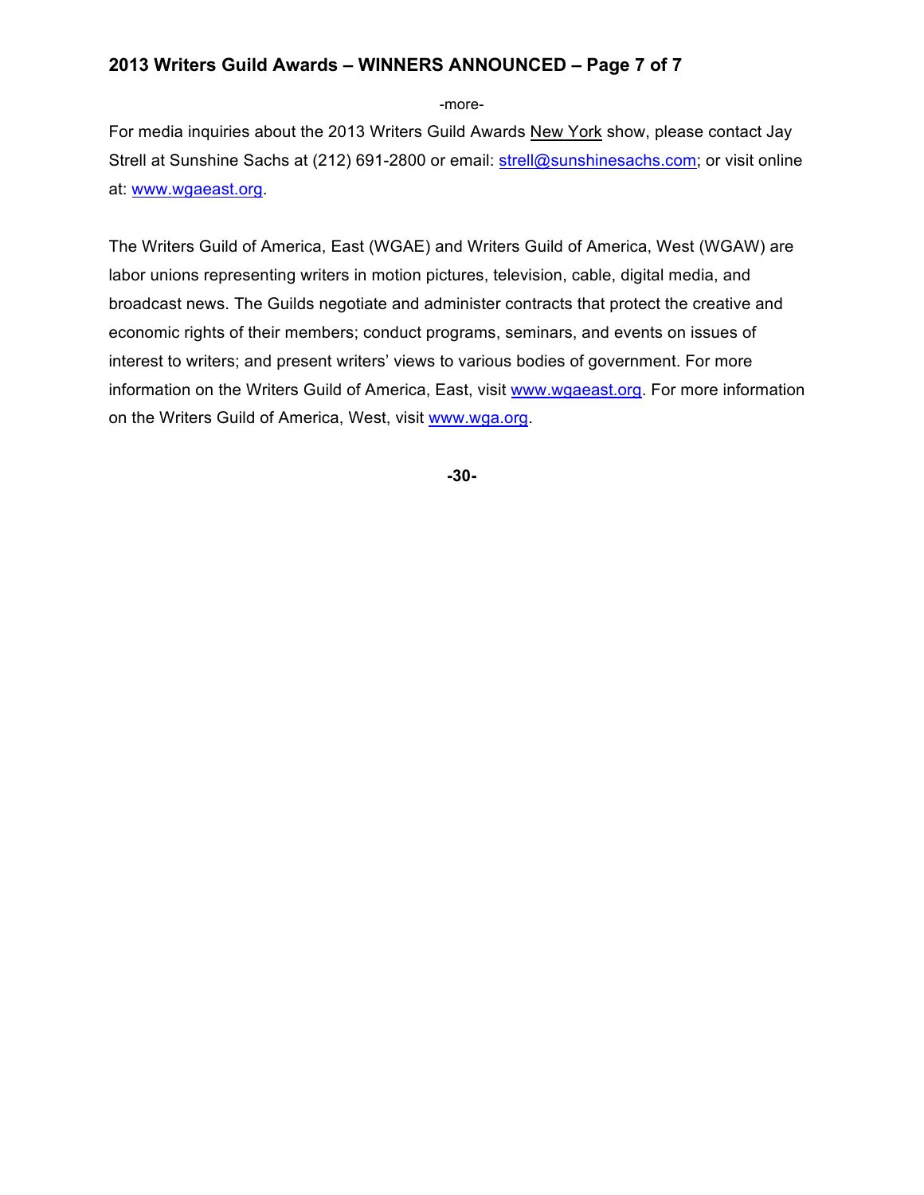-more-

For media inquiries about the 2013 Writers Guild Awards New York show, please contact Jay Strell at Sunshine Sachs at (212) 691-2800 or email: strell@sunshinesachs.com; or visit online at: www.wgaeast.org.

The Writers Guild of America, East (WGAE) and Writers Guild of America, West (WGAW) are labor unions representing writers in motion pictures, television, cable, digital media, and broadcast news. The Guilds negotiate and administer contracts that protect the creative and economic rights of their members; conduct programs, seminars, and events on issues of interest to writers; and present writers' views to various bodies of government. For more information on the Writers Guild of America, East, visit www.wgaeast.org. For more information on the Writers Guild of America, West, visit www.wga.org.

**-30-**